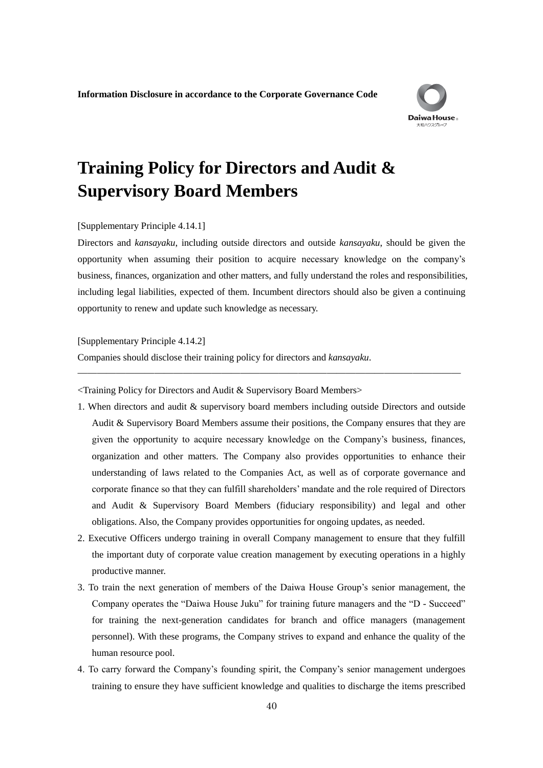Information Disclosure in accordance to the Corporate Governance Code

# Training Policy for Directors and Audit & Supervisory Board Members

[Supplementary Principle 4.14.1]

Directors and *kansayaku,* including outside directors and outside *kansayaku,* should be given the opportunity when assuming their position to acquire necessary knowledge on the company's business, finances, organization and other matters, and fully understand the roles and responsibilities, including legal liabilities, expected of them. Incumbent directors should also be given a continuing opportunity to renew and update such knowledge as necessary.

[Supplementary Principle 4.14.2]

Companies should disclose their training policy for directors and *kansayaku*.

---

<Training Policy for Directors and Audit & Supervisory Board Members>

1. When directors and audit & supervisory board members including outside Directors and outside Audit & Supervisory Board Members assume their positions, the Company ensures that they are given the opportunity to acquire necessary knowledge on the Company's business, finances, organization and other matters. The Company also provides opportunities to enhance their understanding of laws related to the Companies Act, as well as of corporate governance and corporate finance so that they can fulfill shareholders' mandate and the role required of Directors and Audit & Supervisory Board Members (fiduciary responsibility) and legal and other obligations. Also, the Company provides opportunities for ongoing updates, as needed.
2. Executive Officers undergo training in overall Company management to ensure that they fulfill the important duty of corporate value creation management by executing operations in a highly productive manner.
3. To train the next generation of members of the Daiwa House Group's senior management, the Company operates the "Daiwa House Juku" for training future managers and the "D - Succeed" for training the next-generation candidates for branch and office managers (management personnel). With these programs, the Company strives to expand and enhance the quality of the human resource pool.
4. To carry forward the Company's founding spirit, the Company's senior management undergoes training to ensure they have sufficient knowledge and qualities to discharge the items prescribed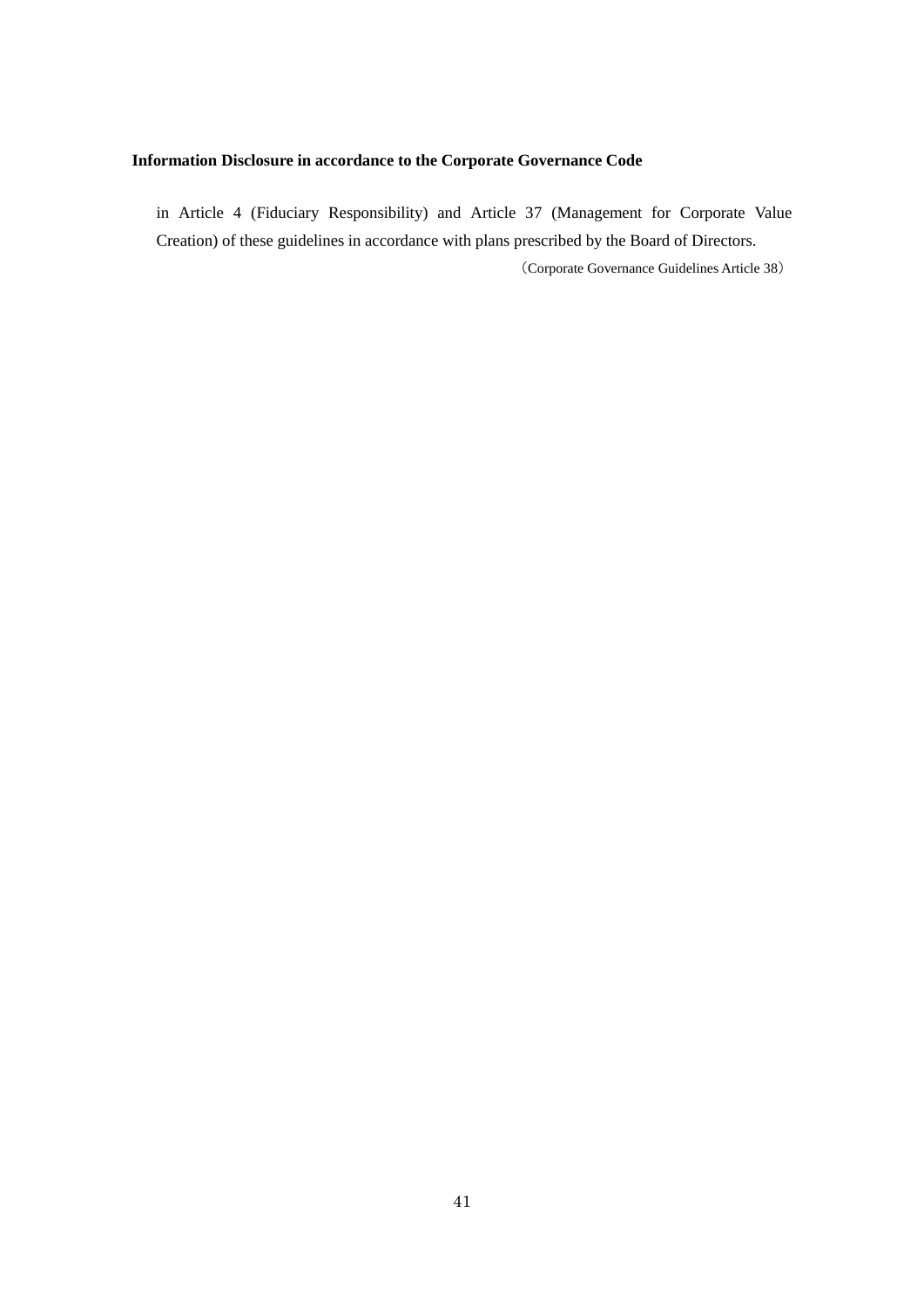**Information Disclosure in accordance to the Corporate Governance Code**

in Article 4 (Fiduciary Responsibility) and Article 37 (Management for Corporate Value Creation) of these guidelines in accordance with plans prescribed by the Board of Directors.

（Corporate Governance Guidelines Article 38）